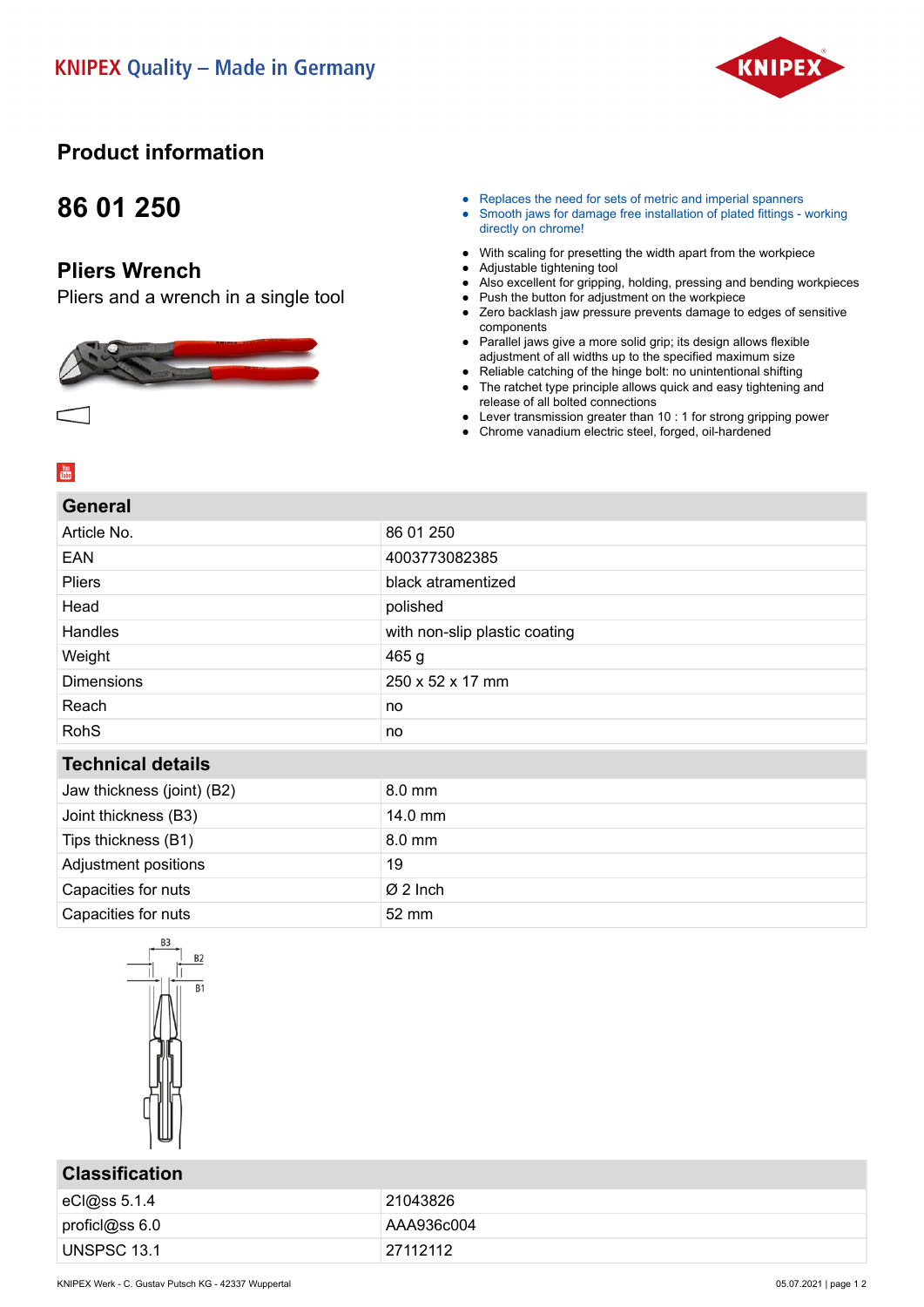KNIPEX Quality – Made in Germany

# Product information

## 86 01 250

### Pliers Wrench

Pliers and a wrench in a single tool

- Replaces the need for sets of metric and imperial spanners
- Smooth jaws for damage free installation of plated fittings - working directly on chrome!

- With scaling for presetting the width apart from the workpiece
- Adjustable tightening tool
- Also excellent for gripping, holding, pressing and bending workpieces
- Push the button for adjustment on the workpiece
- Zero backlash jaw pressure prevents damage to edges of sensitive components
- Parallel jaws give a more solid grip; its design allows flexible adjustment of all widths up to the specified maximum size
- Reliable catching of the hinge bolt: no unintentional shifting
- The ratchet type principle allows quick and easy tightening and release of all bolted connections
- Lever transmission greater than 10 : 1 for strong gripping power
- Chrome vanadium electric steel, forged, oil-hardened

| General | |
|---|---|
| Article No. | 86 01 250 |
| EAN | 4003773082385 |
| Pliers | black atramentized |
| Head | polished |
| Handles | with non-slip plastic coating |
| Weight | 465 g |
| Dimensions | 250 x 52 x 17 mm |
| Reach | no |
| RohS | no |

| Technical details | |
|---|---|
| Jaw thickness (joint) (B2) | 8.0 mm |
| Joint thickness (B3) | 14.0 mm |
| Tips thickness (B1) | 8.0 mm |
| Adjustment positions | 19 |
| Capacities for nuts | Ø 2 Inch |
| Capacities for nuts | 52 mm |

| Classification | |
|---|---|
| eCl@ss 5.1.4 | 21043826 |
| proficl@ss 6.0 | AAA936c004 |
| UNSPSC 13.1 | 27112112 |

KNIPEX Werk - C. Gustav Putsch KG - 42337 Wuppertal

05.07.2021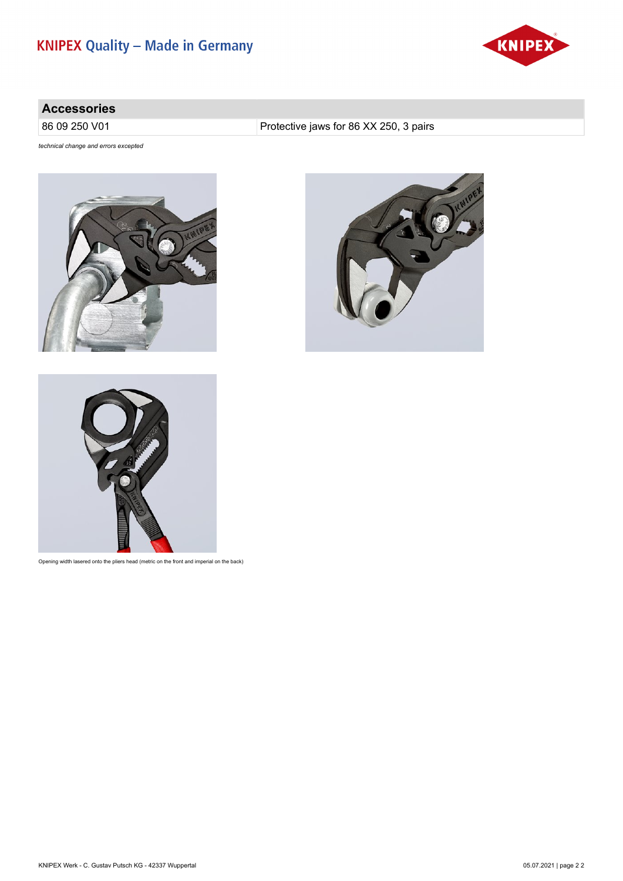## Accessories

| | |
|---|---|
| 86 09 250 V01 | Protective jaws for 86 XX 250, 3 pairs |

*technical change and errors excepted*

Opening width lasered onto the pliers head (metric on the front and imperial on the back)